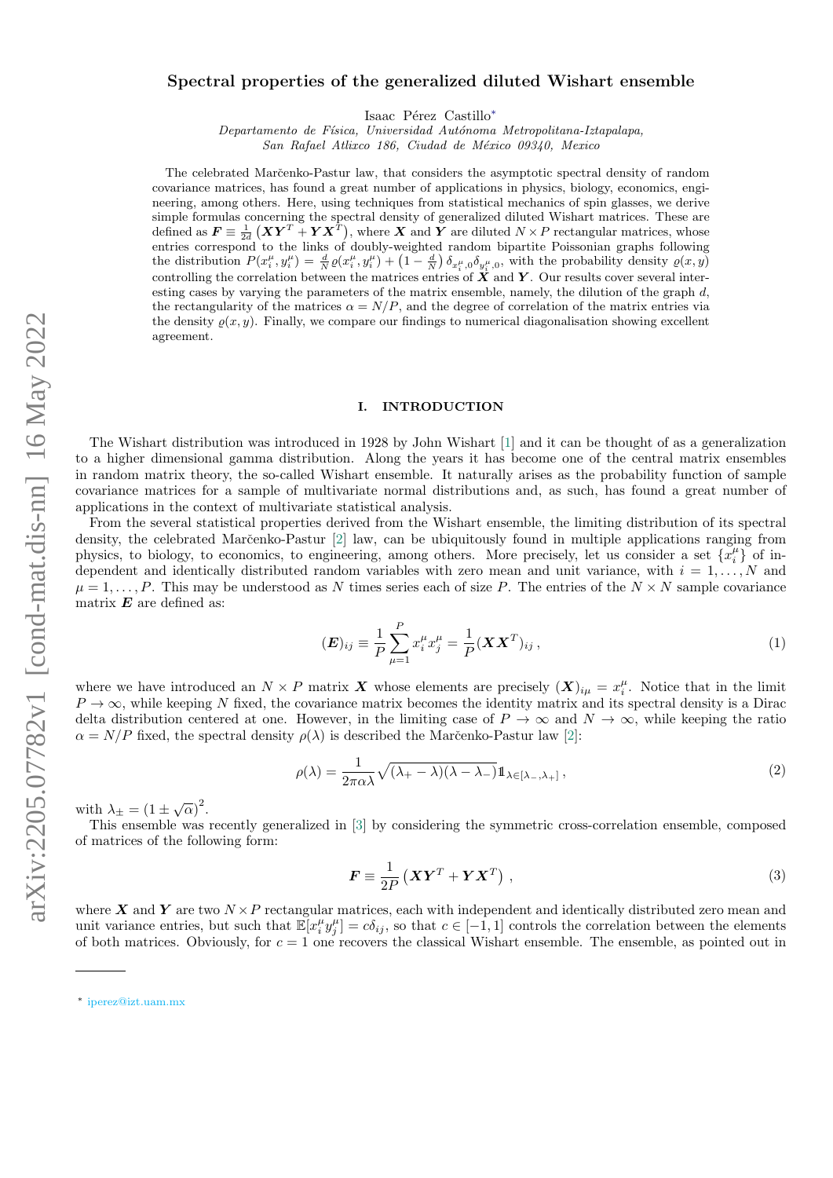# Spectral properties of the generalized diluted Wishart ensemble

Isaac Pérez Castillo[*]

*Departamento de Física, Universidad Autónoma Metropolitana-Iztapalapa, San Rafael Atlixco 186, Ciudad de México 09340, Mexico*

The celebrated Marčenko-Pastur law, that considers the asymptotic spectral density of random covariance matrices, has found a great number of applications in physics, biology, economics, engineering, among others. Here, using techniques from statistical mechanics of spin glasses, we derive simple formulas concerning the spectral density of generalized diluted Wishart matrices. These are defined as $\boldsymbol{F} \equiv \frac{1}{2d}\left(\boldsymbol{X}\boldsymbol{Y}^T + \boldsymbol{Y}\boldsymbol{X}^T\right)$, where $\boldsymbol{X}$ and $\boldsymbol{Y}$ are diluted $N \times P$ rectangular matrices, whose entries correspond to the links of doubly-weighted random bipartite Poissonian graphs following the distribution $P(x_i^\mu, y_i^\mu) = \frac{d}{N}\varrho(x_i^\mu, y_i^\mu) + \left(1 - \frac{d}{N}\right)\delta_{x_i^\mu,0}\delta_{y_i^\mu,0}$, with the probability density $\varrho(x, y)$ controlling the correlation between the matrices entries of $\boldsymbol{X}$ and $\boldsymbol{Y}$. Our results cover several interesting cases by varying the parameters of the matrix ensemble, namely, the dilution of the graph $d$, the rectangularity of the matrices $\alpha = N/P$, and the degree of correlation of the matrix entries via the density $\varrho(x, y)$. Finally, we compare our findings to numerical diagonalisation showing excellent agreement.

## I. INTRODUCTION

The Wishart distribution was introduced in 1928 by John Wishart [1] and it can be thought of as a generalization to a higher dimensional gamma distribution. Along the years it has become one of the central matrix ensembles in random matrix theory, the so-called Wishart ensemble. It naturally arises as the probability function of sample covariance matrices for a sample of multivariate normal distributions and, as such, has found a great number of applications in the context of multivariate statistical analysis.

From the several statistical properties derived from the Wishart ensemble, the limiting distribution of its spectral density, the celebrated Marčenko-Pastur [2] law, can be ubiquitously found in multiple applications ranging from physics, to biology, to economics, to engineering, among others. More precisely, let us consider a set $\{x_i^\mu\}$ of independent and identically distributed random variables with zero mean and unit variance, with $i = 1, \ldots, N$ and $\mu = 1, \ldots, P$. This may be understood as $N$ times series each of size $P$. The entries of the $N \times N$ sample covariance matrix $\boldsymbol{E}$ are defined as:

$$
(\boldsymbol{E})_{ij} \equiv \frac{1}{P}\sum_{\mu=1}^{P} x_i^\mu x_j^\mu = \frac{1}{P}(\boldsymbol{X}\boldsymbol{X}^T)_{ij}\,, \tag{1}
$$

where we have introduced an $N \times P$ matrix $\boldsymbol{X}$ whose elements are precisely $(\boldsymbol{X})_{i\mu} = x_i^\mu$. Notice that in the limit $P \to \infty$, while keeping $N$ fixed, the covariance matrix becomes the identity matrix and its spectral density is a Dirac delta distribution centered at one. However, in the limiting case of $P \to \infty$ and $N \to \infty$, while keeping the ratio $\alpha = N/P$ fixed, the spectral density $\rho(\lambda)$ is described the Marčenko-Pastur law [2]:

$$
\rho(\lambda) = \frac{1}{2\pi\alpha\lambda}\sqrt{(\lambda_+ - \lambda)(\lambda - \lambda_-)}\,\mathbb{1}_{\lambda\in[\lambda_-,\lambda_+]}\,, \tag{2}
$$

with $\lambda_\pm = \left(1 \pm \sqrt{\alpha}\right)^2$.

This ensemble was recently generalized in [3] by considering the symmetric cross-correlation ensemble, composed of matrices of the following form:

$$
\boldsymbol{F} \equiv \frac{1}{2P}\left(\boldsymbol{X}\boldsymbol{Y}^T + \boldsymbol{Y}\boldsymbol{X}^T\right)\,, \tag{3}
$$

where $\boldsymbol{X}$ and $\boldsymbol{Y}$ are two $N \times P$ rectangular matrices, each with independent and identically distributed zero mean and unit variance entries, but such that $\mathbb{E}[x_i^\mu y_j^\mu] = c\delta_{ij}$, so that $c \in [-1, 1]$ controls the correlation between the elements of both matrices. Obviously, for $c = 1$ one recovers the classical Wishart ensemble. The ensemble, as pointed out in

---

[*] iperez@izt.uam.mx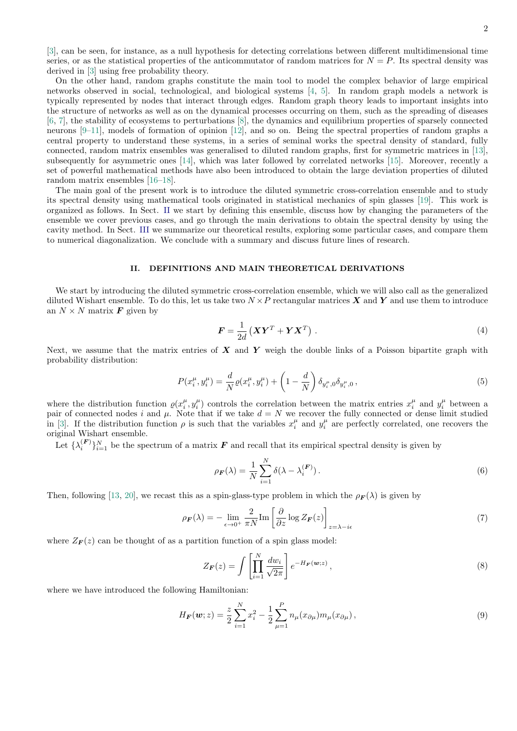[3], can be seen, for instance, as a null hypothesis for detecting correlations between different multidimensional time series, or as the statistical properties of the anticommutator of random matrices for $N = P$. Its spectral density was derived in [3] using free probability theory.

On the other hand, random graphs constitute the main tool to model the complex behavior of large empirical networks observed in social, technological, and biological systems [4, 5]. In random graph models a network is typically represented by nodes that interact through edges. Random graph theory leads to important insights into the structure of networks as well as on the dynamical processes occurring on them, such as the spreading of diseases [6, 7], the stability of ecosystems to perturbations [8], the dynamics and equilibrium properties of sparsely connected neurons [9–11], models of formation of opinion [12], and so on. Being the spectral properties of random graphs a central property to understand these systems, in a series of seminal works the spectral density of standard, fully connected, random matrix ensembles was generalised to diluted random graphs, first for symmetric matrices in [13], subsequently for asymmetric ones [14], which was later followed by correlated networks [15]. Moreover, recently a set of powerful mathematical methods have also been introduced to obtain the large deviation properties of diluted random matrix ensembles [16–18].

The main goal of the present work is to introduce the diluted symmetric cross-correlation ensemble and to study its spectral density using mathematical tools originated in statistical mechanics of spin glasses [19]. This work is organized as follows. In Sect. II we start by defining this ensemble, discuss how by changing the parameters of the ensemble we cover previous cases, and go through the main derivations to obtain the spectral density by using the cavity method. In Sect. III we summarize our theoretical results, exploring some particular cases, and compare them to numerical diagonalization. We conclude with a summary and discuss future lines of research.

## II. DEFINITIONS AND MAIN THEORETICAL DERIVATIONS

We start by introducing the diluted symmetric cross-correlation ensemble, which we will also call as the generalized diluted Wishart ensemble. To do this, let us take two $N \times P$ rectangular matrices $\boldsymbol{X}$ and $\boldsymbol{Y}$ and use them to introduce an $N \times N$ matrix $\boldsymbol{F}$ given by

$$\boldsymbol{F} = \frac{1}{2d}\left(\boldsymbol{X}\boldsymbol{Y}^T + \boldsymbol{Y}\boldsymbol{X}^T\right) . \tag{4}$$

Next, we assume that the matrix entries of $\boldsymbol{X}$ and $\boldsymbol{Y}$ weigh the double links of a Poisson bipartite graph with probability distribution:

$$P(x_i^\mu, y_i^\mu) = \frac{d}{N}\varrho(x_i^\mu, y_i^\mu) + \left(1 - \frac{d}{N}\right)\delta_{y_i^\mu,0}\delta_{y_i^\mu,0} , \tag{5}$$

where the distribution function $\varrho(x_i^\mu, y_i^\mu)$ controls the correlation between the matrix entries $x_i^\mu$ and $y_i^\mu$ between a pair of connected nodes $i$ and $\mu$. Note that if we take $d = N$ we recover the fully connected or dense limit studied in [3]. If the distribution function $\rho$ is such that the variables $x_i^\mu$ and $y_i^\mu$ are perfectly correlated, one recovers the original Wishart ensemble.

Let $\{\lambda_i^{(\boldsymbol{F})}\}_{i=1}^N$ be the spectrum of a matrix $\boldsymbol{F}$ and recall that its empirical spectral density is given by

$$\rho_{\boldsymbol{F}}(\lambda) = \frac{1}{N}\sum_{i=1}^N \delta(\lambda - \lambda_i^{(\boldsymbol{F})}) . \tag{6}$$

Then, following [13, 20], we recast this as a spin-glass-type problem in which the $\rho_{\boldsymbol{F}}(\lambda)$ is given by

$$\rho_{\boldsymbol{F}}(\lambda) = -\lim_{\epsilon\to 0^+} \frac{2}{\pi N}\text{Im}\left[\frac{\partial}{\partial z}\log Z_{\boldsymbol{F}}(z)\right]_{z=\lambda-i\epsilon} \tag{7}$$

where $Z_{\boldsymbol{F}}(z)$ can be thought of as a partition function of a spin glass model:

$$Z_{\boldsymbol{F}}(z) = \int \left[\prod_{i=1}^N \frac{dw_i}{\sqrt{2\pi}}\right] e^{-H_{\boldsymbol{F}}(\boldsymbol{w};z)} , \tag{8}$$

where we have introduced the following Hamiltonian:

$$H_{\boldsymbol{F}}(\boldsymbol{w}; z) = \frac{z}{2}\sum_{i=1}^N x_i^2 - \frac{1}{2}\sum_{\mu=1}^P n_\mu(x_{\partial\mu})m_\mu(x_{\partial\mu}) , \tag{9}$$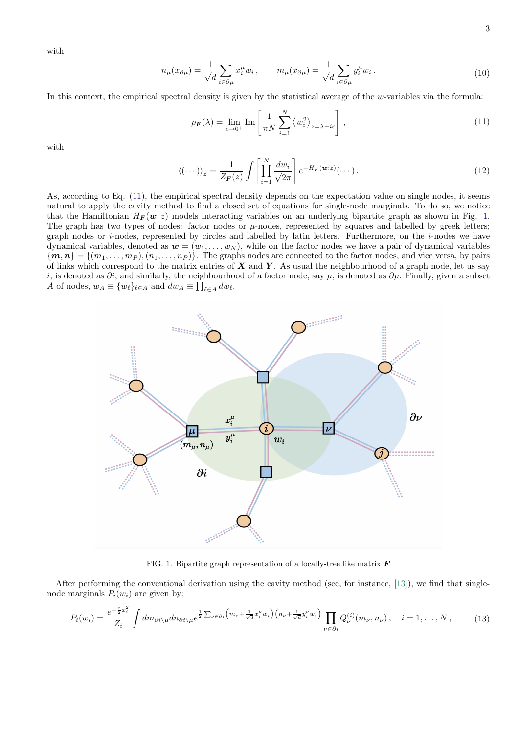with

$$n_\mu(x_{\partial\mu}) = \frac{1}{\sqrt{d}} \sum_{i\in\partial\mu} x_i^\mu w_i \,, \qquad m_\mu(x_{\partial\mu}) = \frac{1}{\sqrt{d}} \sum_{i\in\partial\mu} y_i^\mu w_i \,. \tag{10}$$

In this context, the empirical spectral density is given by the statistical average of the $w$-variables via the formula:

$$\rho_{\boldsymbol{F}}(\lambda) = \lim_{\epsilon\to 0^+} \mathrm{Im}\left[\frac{1}{\pi N}\sum_{i=1}^{N} \left\langle w_i^2 \right\rangle_{z=\lambda-i\epsilon}\right], \tag{11}$$

with

$$\langle(\cdots)\rangle_z = \frac{1}{Z_{\boldsymbol{F}}(z)} \int \left[\prod_{i=1}^{N} \frac{dw_i}{\sqrt{2\pi}}\right] e^{-H_{\boldsymbol{F}}(\boldsymbol{w};z)}(\cdots)\,. \tag{12}$$

As, according to Eq. (11), the empirical spectral density depends on the expectation value on single nodes, it seems natural to apply the cavity method to find a closed set of equations for single-node marginals. To do so, we notice that the Hamiltonian $H_{\boldsymbol{F}}(\boldsymbol{w};z)$ models interacting variables on an underlying bipartite graph as shown in Fig. 1. The graph has two types of nodes: factor nodes or $\mu$-nodes, represented by squares and labelled by greek letters; graph nodes or $i$-nodes, represented by circles and labelled by latin letters. Furthermore, on the $i$-nodes we have dynamical variables, denoted as $\boldsymbol{w} = (w_1,\ldots,w_N)$, while on the factor nodes we have a pair of dynamical variables $\{\boldsymbol{m},\boldsymbol{n}\} = \{(m_1,\ldots,m_P),(n_1,\ldots,n_P)\}$. The graphs nodes are connected to the factor nodes, and vice versa, by pairs of links which correspond to the matrix entries of $\boldsymbol{X}$ and $\boldsymbol{Y}$. As usual the neighbourhood of a graph node, let us say $i$, is denoted as $\partial i$, and similarly, the neighbourhood of a factor node, say $\mu$, is denoted as $\partial\mu$. Finally, given a subset $A$ of nodes, $w_A \equiv \{w_\ell\}_{\ell\in A}$ and $dw_A \equiv \prod_{\ell\in A} dw_\ell$.

FIG. 1. Bipartite graph representation of a locally-tree like matrix $\boldsymbol{F}$

After performing the conventional derivation using the cavity method (see, for instance, [13]), we find that single-node marginals $P_i(w_i)$ are given by:

$$P_i(w_i) = \frac{e^{-\frac{z}{2}x_i^2}}{Z_i} \int dm_{\partial i\setminus\mu} dn_{\partial i\setminus\mu} e^{\frac{1}{2}\sum_{\nu\in\partial i}\left(m_\nu+\frac{1}{\sqrt{d}}x_i^\nu w_i\right)\left(n_\nu+\frac{1}{\sqrt{d}}y_i^\nu w_i\right)} \prod_{\nu\in\partial i} Q_\nu^{(i)}(m_\nu,n_\nu)\,, \quad i=1,\ldots,N\,, \tag{13}$$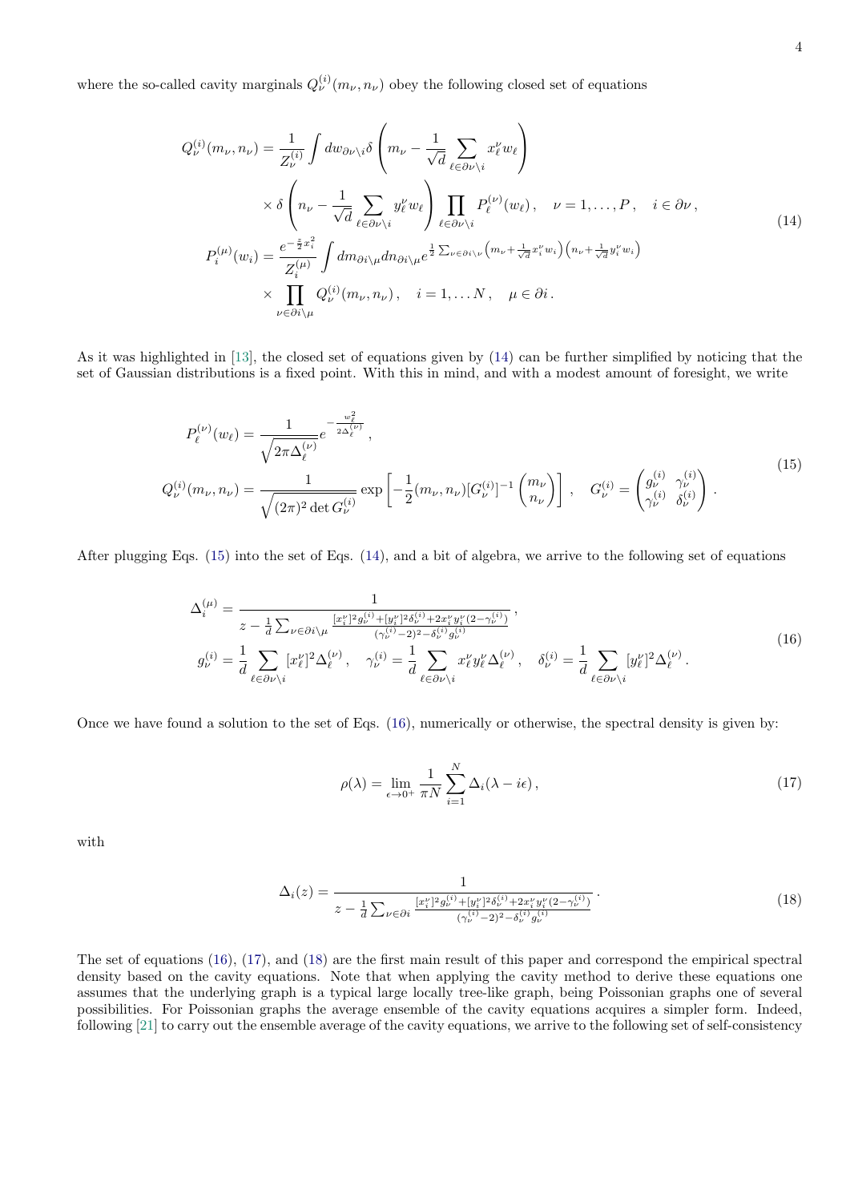where the so-called cavity marginals $Q_\nu^{(i)}(m_\nu, n_\nu)$ obey the following closed set of equations

$$
\begin{aligned}
Q_\nu^{(i)}(m_\nu, n_\nu) &= \frac{1}{Z_\nu^{(i)}} \int dw_{\partial\nu\setminus i} \delta\left(m_\nu - \frac{1}{\sqrt{d}} \sum_{\ell \in \partial\nu\setminus i} x_\ell^\nu w_\ell\right) \\
&\quad \times \delta\left(n_\nu - \frac{1}{\sqrt{d}} \sum_{\ell \in \partial\nu\setminus i} y_\ell^\nu w_\ell\right) \prod_{\ell \in \partial\nu\setminus i} P_\ell^{(\nu)}(w_\ell) \,, \quad \nu = 1, \ldots, P \,, \quad i \in \partial\nu \,, \\
P_i^{(\mu)}(w_i) &= \frac{e^{-\frac{z}{2}x_i^2}}{Z_i^{(\mu)}} \int dm_{\partial i\setminus\mu} dn_{\partial i\setminus\mu} e^{\frac{1}{2}\sum_{\nu\in\partial i\setminus\nu}\left(m_\nu + \frac{1}{\sqrt{d}}x_i^\nu w_i\right)\left(n_\nu + \frac{1}{\sqrt{d}}y_i^\nu w_i\right)} \\
&\quad \times \prod_{\nu\in\partial i\setminus\mu} Q_\nu^{(i)}(m_\nu, n_\nu) \,, \quad i = 1, \ldots N \,, \quad \mu \in \partial i \,.
\end{aligned}
\tag{14}
$$

As it was highlighted in [13], the closed set of equations given by (14) can be further simplified by noticing that the set of Gaussian distributions is a fixed point. With this in mind, and with a modest amount of foresight, we write

$$
\begin{aligned}
P_\ell^{(\nu)}(w_\ell) &= \frac{1}{\sqrt{2\pi\Delta_\ell^{(\nu)}}} e^{-\frac{w_\ell^2}{2\Delta_\ell^{(\nu)}}} \,, \\
Q_\nu^{(i)}(m_\nu, n_\nu) &= \frac{1}{\sqrt{(2\pi)^2 \det G_\nu^{(i)}}} \exp\left[-\frac{1}{2}(m_\nu, n_\nu)[G_\nu^{(i)}]^{-1} \begin{pmatrix} m_\nu \\ n_\nu \end{pmatrix}\right] \,, \quad G_\nu^{(i)} = \begin{pmatrix} g_\nu^{(i)} & \gamma_\nu^{(i)} \\ \gamma_\nu^{(i)} & \delta_\nu^{(i)} \end{pmatrix} \,.
\end{aligned}
\tag{15}
$$

After plugging Eqs. (15) into the set of Eqs. (14), and a bit of algebra, we arrive to the following set of equations

$$
\begin{aligned}
\Delta_i^{(\mu)} &= \frac{1}{z - \frac{1}{d}\sum_{\nu\in\partial i\setminus\mu} \frac{[x_i^\nu]^2 g_\nu^{(i)} + [y_i^\nu]^2 \delta_\nu^{(i)} + 2x_i^\nu y_i^\nu (2-\gamma_\nu^{(i)})}{(\gamma_\nu^{(i)}-2)^2 - \delta_\nu^{(i)} g_\nu^{(i)}}} \,, \\
g_\nu^{(i)} &= \frac{1}{d}\sum_{\ell\in\partial\nu\setminus i} [x_\ell^\nu]^2 \Delta_\ell^{(\nu)} \,, \quad \gamma_\nu^{(i)} = \frac{1}{d}\sum_{\ell\in\partial\nu\setminus i} x_\ell^\nu y_\ell^\nu \Delta_\ell^{(\nu)} \,, \quad \delta_\nu^{(i)} = \frac{1}{d}\sum_{\ell\in\partial\nu\setminus i} [y_\ell^\nu]^2 \Delta_\ell^{(\nu)} \,.
\end{aligned}
\tag{16}
$$

Once we have found a solution to the set of Eqs. (16), numerically or otherwise, the spectral density is given by:

$$
\rho(\lambda) = \lim_{\epsilon\to 0^+} \frac{1}{\pi N} \sum_{i=1}^N \Delta_i(\lambda - i\epsilon) \,,
\tag{17}
$$

with

$$
\Delta_i(z) = \frac{1}{z - \frac{1}{d}\sum_{\nu\in\partial i} \frac{[x_i^\nu]^2 g_\nu^{(i)} + [y_i^\nu]^2 \delta_\nu^{(i)} + 2x_i^\nu y_i^\nu (2-\gamma_\nu^{(i)})}{(\gamma_\nu^{(i)}-2)^2 - \delta_\nu^{(i)} g_\nu^{(i)}}} \,.
\tag{18}
$$

The set of equations (16), (17), and (18) are the first main result of this paper and correspond the empirical spectral density based on the cavity equations. Note that when applying the cavity method to derive these equations one assumes that the underlying graph is a typical large locally tree-like graph, being Poissonian graphs one of several possibilities. For Poissonian graphs the average ensemble of the cavity equations acquires a simpler form. Indeed, following [21] to carry out the ensemble average of the cavity equations, we arrive to the following set of self-consistency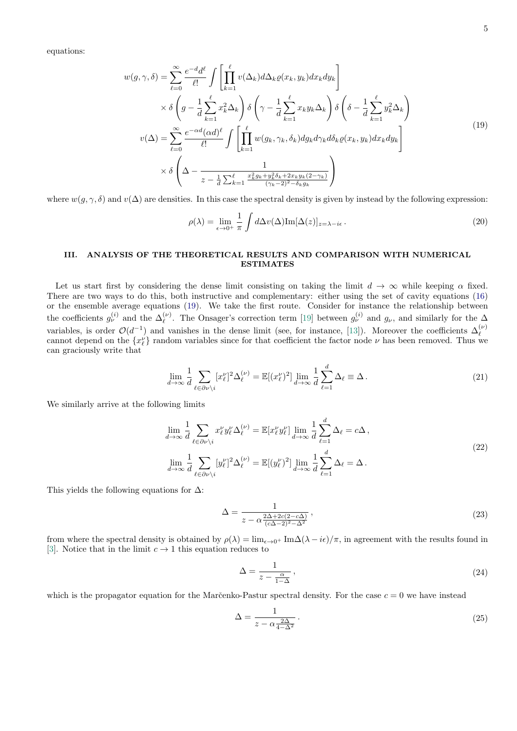equations:

$$
\begin{aligned}
w(g,\gamma,\delta) &= \sum_{\ell=0}^{\infty} \frac{e^{-d} d^{\ell}}{\ell!} \int \left[ \prod_{k=1}^{\ell} v(\Delta_k) d\Delta_k \varrho(x_k, y_k) dx_k dy_k \right] \\
&\quad \times \delta\left( g - \frac{1}{d} \sum_{k=1}^{\ell} x_k^2 \Delta_k \right) \delta\left( \gamma - \frac{1}{d} \sum_{k=1}^{\ell} x_k y_k \Delta_k \right) \delta\left( \delta - \frac{1}{d} \sum_{k=1}^{\ell} y_k^2 \Delta_k \right) \\
v(\Delta) &= \sum_{\ell=0}^{\infty} \frac{e^{-\alpha d} (\alpha d)^{\ell}}{\ell!} \int \left[ \prod_{k=1}^{\ell} w(g_k, \gamma_k, \delta_k) dg_k d\gamma_k d\delta_k \varrho(x_k, y_k) dx_k dy_k \right] \\
&\quad \times \delta\left( \Delta - \frac{1}{z - \frac{1}{d} \sum_{k=1}^{\ell} \frac{x_k^2 g_k + y_k^2 \delta_k + 2 x_k y_k (2-\gamma_k)}{(\gamma_k - 2)^2 - \delta_k g_k}} \right)
\end{aligned}
\tag{19}
$$

where $w(g,\gamma,\delta)$ and $v(\Delta)$ are densities. In this case the spectral density is given by instead by the following expression:

$$
\rho(\lambda) = \lim_{\epsilon \to 0^+} \frac{1}{\pi} \int d\Delta v(\Delta) \mathrm{Im}[\Delta(z)]_{z=\lambda - i\epsilon} \,. \tag{20}
$$

## III. ANALYSIS OF THE THEORETICAL RESULTS AND COMPARISON WITH NUMERICAL ESTIMATES

Let us start first by considering the dense limit consisting on taking the limit $d \to \infty$ while keeping $\alpha$ fixed. There are two ways to do this, both instructive and complementary: either using the set of cavity equations (16) or the ensemble average equations (19). We take the first route. Consider for instance the relationship between the coefficients $g_\nu^{(i)}$ and the $\Delta_\ell^{(\nu)}$. The Onsager's correction term [19] between $g_\nu^{(i)}$ and $g_\nu$, and similarly for the $\Delta$ variables, is order $\mathcal{O}(d^{-1})$ and vanishes in the dense limit (see, for instance, [13]). Moreover the coefficients $\Delta_\ell^{(\nu)}$ cannot depend on the $\{x_\ell^\nu\}$ random variables since for that coefficient the factor node $\nu$ has been removed. Thus we can graciously write that

$$
\lim_{d\to\infty} \frac{1}{d} \sum_{\ell \in \partial\nu \setminus i} [x_\ell^\nu]^2 \Delta_\ell^{(\nu)} = \mathbb{E}[(x_\ell^\nu)^2] \lim_{d\to\infty} \frac{1}{d} \sum_{\ell=1}^{d} \Delta_\ell \equiv \Delta \,. \tag{21}
$$

We similarly arrive at the following limits

$$
\begin{aligned}
\lim_{d\to\infty} \frac{1}{d} \sum_{\ell \in \partial\nu \setminus i} x_\ell^\nu y_\ell^\nu \Delta_\ell^{(\nu)} &= \mathbb{E}[x_\ell^\nu y_\ell^\nu] \lim_{d\to\infty} \frac{1}{d} \sum_{\ell=1}^{d} \Delta_\ell = c\Delta \,, \\
\lim_{d\to\infty} \frac{1}{d} \sum_{\ell \in \partial\nu \setminus i} [y_\ell^\nu]^2 \Delta_\ell^{(\nu)} &= \mathbb{E}[(y_\ell^\nu)^2] \lim_{d\to\infty} \frac{1}{d} \sum_{\ell=1}^{d} \Delta_\ell = \Delta \,.
\end{aligned}
\tag{22}
$$

This yields the following equations for $\Delta$:

$$
\Delta = \frac{1}{z - \alpha \frac{2\Delta + 2c(2 - c\Delta)}{(c\Delta - 2)^2 - \Delta^2}} \,, \tag{23}
$$

from where the spectral density is obtained by $\rho(\lambda) = \lim_{\epsilon\to 0^+} \mathrm{Im}\Delta(\lambda - i\epsilon)/\pi$, in agreement with the results found in [3]. Notice that in the limit $c \to 1$ this equation reduces to

$$
\Delta = \frac{1}{z - \frac{\alpha}{1-\Delta}} \,, \tag{24}
$$

which is the propagator equation for the Marčenko-Pastur spectral density. For the case $c = 0$ we have instead

$$
\Delta = \frac{1}{z - \alpha \frac{2\Delta}{4 - \Delta^2}} \,. \tag{25}
$$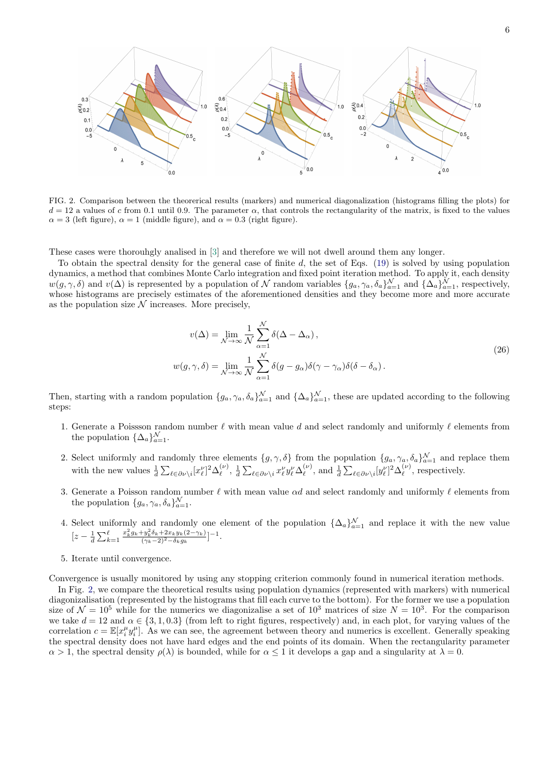FIG. 2. Comparison between the theorerical results (markers) and numerical diagonalization (histograms filling the plots) for $d = 12$ a values of $c$ from 0.1 until 0.9. The parameter $\alpha$, that controls the rectangularity of the matrix, is fixed to the values $\alpha = 3$ (left figure), $\alpha = 1$ (middle figure), and $\alpha = 0.3$ (right figure).

These cases were thorouhgly analised in [3] and therefore we will not dwell around them any longer.

To obtain the spectral density for the general case of finite $d$, the set of Eqs. (19) is solved by using population dynamics, a method that combines Monte Carlo integration and fixed point iteration method. To apply it, each density $w(g, \gamma, \delta)$ and $v(\Delta)$ is represented by a population of $\mathcal{N}$ random variables $\{g_a, \gamma_a, \delta_a\}_{a=1}^{\mathcal{N}}$ and $\{\Delta_a\}_{a=1}^{\mathcal{N}}$, respectively, whose histograms are precisely estimates of the aforementioned densities and they become more and more accurate as the population size $\mathcal{N}$ increases. More precisely,

$$
\begin{aligned}
v(\Delta) &= \lim_{\mathcal{N}\to\infty} \frac{1}{\mathcal{N}} \sum_{\alpha=1}^{\mathcal{N}} \delta(\Delta - \Delta_\alpha)\,, \\
w(g, \gamma, \delta) &= \lim_{\mathcal{N}\to\infty} \frac{1}{\mathcal{N}} \sum_{\alpha=1}^{\mathcal{N}} \delta(g - g_\alpha)\delta(\gamma - \gamma_\alpha)\delta(\delta - \delta_\alpha)\,.
\end{aligned}
\tag{26}
$$

Then, starting with a random population $\{g_a, \gamma_a, \delta_a\}_{a=1}^{\mathcal{N}}$ and $\{\Delta_a\}_{a=1}^{\mathcal{N}}$, these are updated according to the following steps:

1. Generate a Poissson random number $\ell$ with mean value $d$ and select randomly and uniformly $\ell$ elements from the population $\{\Delta_a\}_{a=1}^{\mathcal{N}}$.
2. Select uniformly and randomly three elements $\{g, \gamma, \delta\}$ from the population $\{g_a, \gamma_a, \delta_a\}_{a=1}^{\mathcal{N}}$ and replace them with the new values $\frac{1}{d}\sum_{\ell\in\partial\nu\setminus i}[x_\ell^\nu]^2\Delta_\ell^{(\nu)}$, $\frac{1}{d}\sum_{\ell\in\partial\nu\setminus i} x_\ell^\nu y_\ell^\nu \Delta_\ell^{(\nu)}$, and $\frac{1}{d}\sum_{\ell\in\partial\nu\setminus i}[y_\ell^\nu]^2\Delta_\ell^{(\nu)}$, respectively.
3. Generate a Poisson random number $\ell$ with mean value $\alpha d$ and select randomly and uniformly $\ell$ elements from the population $\{g_a, \gamma_a, \delta_a\}_{a=1}^{\mathcal{N}}$.
4. Select uniformly and randomly one element of the population $\{\Delta_a\}_{a=1}^{\mathcal{N}}$ and replace it with the new value $[z - \frac{1}{d}\sum_{k=1}^{\ell} \frac{x_k^2 g_k + y_k^2\delta_k + 2x_k y_k(2-\gamma_k)}{(\gamma_k-2)^2 - \delta_k g_k}]^{-1}$.
5. Iterate until convergence.

Convergence is usually monitored by using any stopping criterion commonly found in numerical iteration methods.

In Fig. 2, we compare the theoretical results using population dynamics (represented with markers) with numerical diagonalisation (represented by the histograms that fill each curve to the bottom). For the former we use a population size of $\mathcal{N} = 10^5$ while for the numerics we diagonalize a set of $10^3$ matrices of size $N = 10^3$. For the comparison we take $d = 12$ and $\alpha \in \{3, 1, 0.3\}$ (from left to right figures, respectively) and, in each plot, for varying values of the correlation $c = \mathbb{E}[x_i^\mu y_i^\mu]$. As we can see, the agreement between theory and numerics is excellent. Generally speaking the spectral density does not have hard edges and the end points of its domain. When the rectangularity parameter $\alpha > 1$, the spectral density $\rho(\lambda)$ is bounded, while for $\alpha \leq 1$ it develops a gap and a singularity at $\lambda = 0$.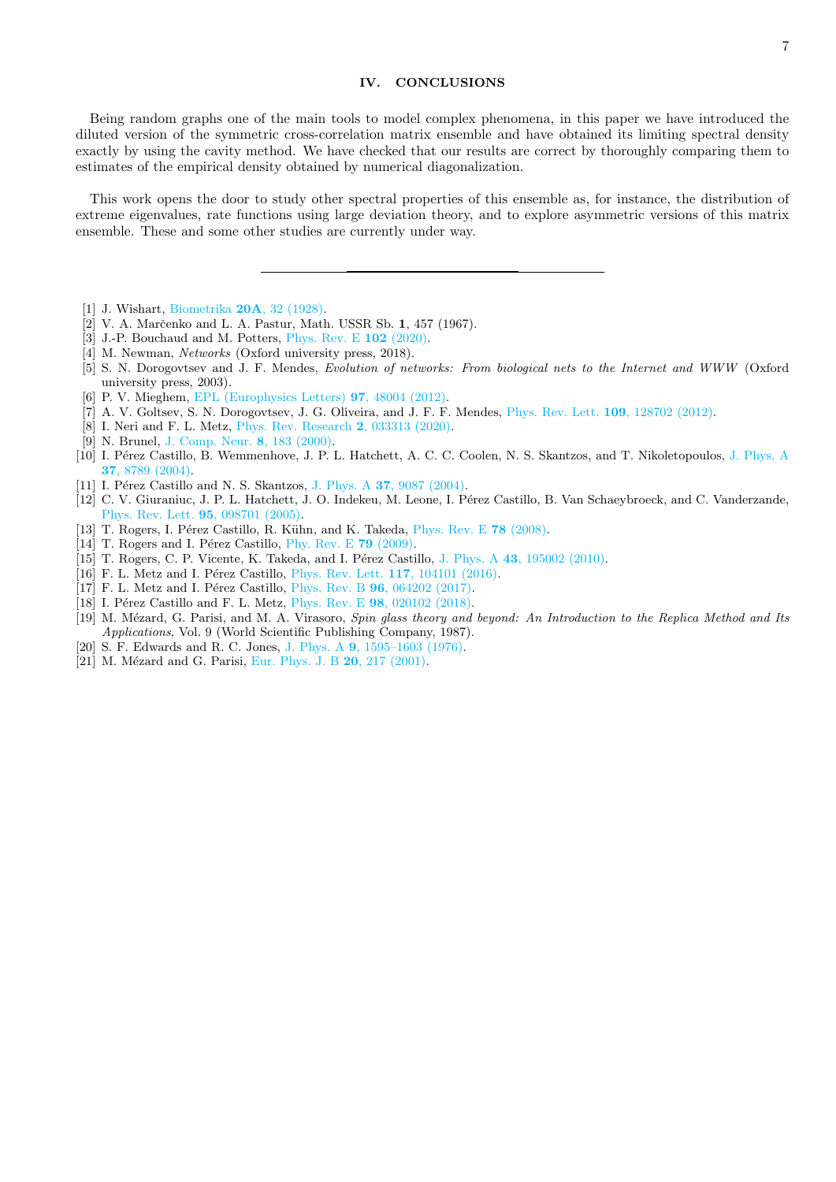## IV. CONCLUSIONS

Being random graphs one of the main tools to model complex phenomena, in this paper we have introduced the diluted version of the symmetric cross-correlation matrix ensemble and have obtained its limiting spectral density exactly by using the cavity method. We have checked that our results are correct by thoroughly comparing them to estimates of the empirical density obtained by numerical diagonalization.

This work opens the door to study other spectral properties of this ensemble as, for instance, the distribution of extreme eigenvalues, rate functions using large deviation theory, and to explore asymmetric versions of this matrix ensemble. These and some other studies are currently under way.

---

[1] J. Wishart, Biometrika **20A**, 32 (1928).
[2] V. A. Marčenko and L. A. Pastur, Math. USSR Sb. **1**, 457 (1967).
[3] J.-P. Bouchaud and M. Potters, Phys. Rev. E **102** (2020).
[4] M. Newman, *Networks* (Oxford university press, 2018).
[5] S. N. Dorogovtsev and J. F. Mendes, *Evolution of networks: From biological nets to the Internet and WWW* (Oxford university press, 2003).
[6] P. V. Mieghem, EPL (Europhysics Letters) **97**, 48004 (2012).
[7] A. V. Goltsev, S. N. Dorogovtsev, J. G. Oliveira, and J. F. F. Mendes, Phys. Rev. Lett. **109**, 128702 (2012).
[8] I. Neri and F. L. Metz, Phys. Rev. Research **2**, 033313 (2020).
[9] N. Brunel, J. Comp. Neur. **8**, 183 (2000).
[10] I. Pérez Castillo, B. Wemmenhove, J. P. L. Hatchett, A. C. C. Coolen, N. S. Skantzos, and T. Nikoletopoulos, J. Phys. A **37**, 8789 (2004).
[11] I. Pérez Castillo and N. S. Skantzos, J. Phys. A **37**, 9087 (2004).
[12] C. V. Giuraniuc, J. P. L. Hatchett, J. O. Indekeu, M. Leone, I. Pérez Castillo, B. Van Schaeybroeck, and C. Vanderzande, Phys. Rev. Lett. **95**, 098701 (2005).
[13] T. Rogers, I. Pérez Castillo, R. Kühn, and K. Takeda, Phys. Rev. E **78** (2008).
[14] T. Rogers and I. Pérez Castillo, Phy. Rev. E **79** (2009).
[15] T. Rogers, C. P. Vicente, K. Takeda, and I. Pérez Castillo, J. Phys. A **43**, 195002 (2010).
[16] F. L. Metz and I. Pérez Castillo, Phys. Rev. Lett. **117**, 104101 (2016).
[17] F. L. Metz and I. Pérez Castillo, Phys. Rev. B **96**, 064202 (2017).
[18] I. Pérez Castillo and F. L. Metz, Phys. Rev. E **98**, 020102 (2018).
[19] M. Mézard, G. Parisi, and M. A. Virasoro, *Spin glass theory and beyond: An Introduction to the Replica Method and Its Applications*, Vol. 9 (World Scientific Publishing Company, 1987).
[20] S. F. Edwards and R. C. Jones, J. Phys. A **9**, 1595–1603 (1976).
[21] M. Mézard and G. Parisi, Eur. Phys. J. B **20**, 217 (2001).